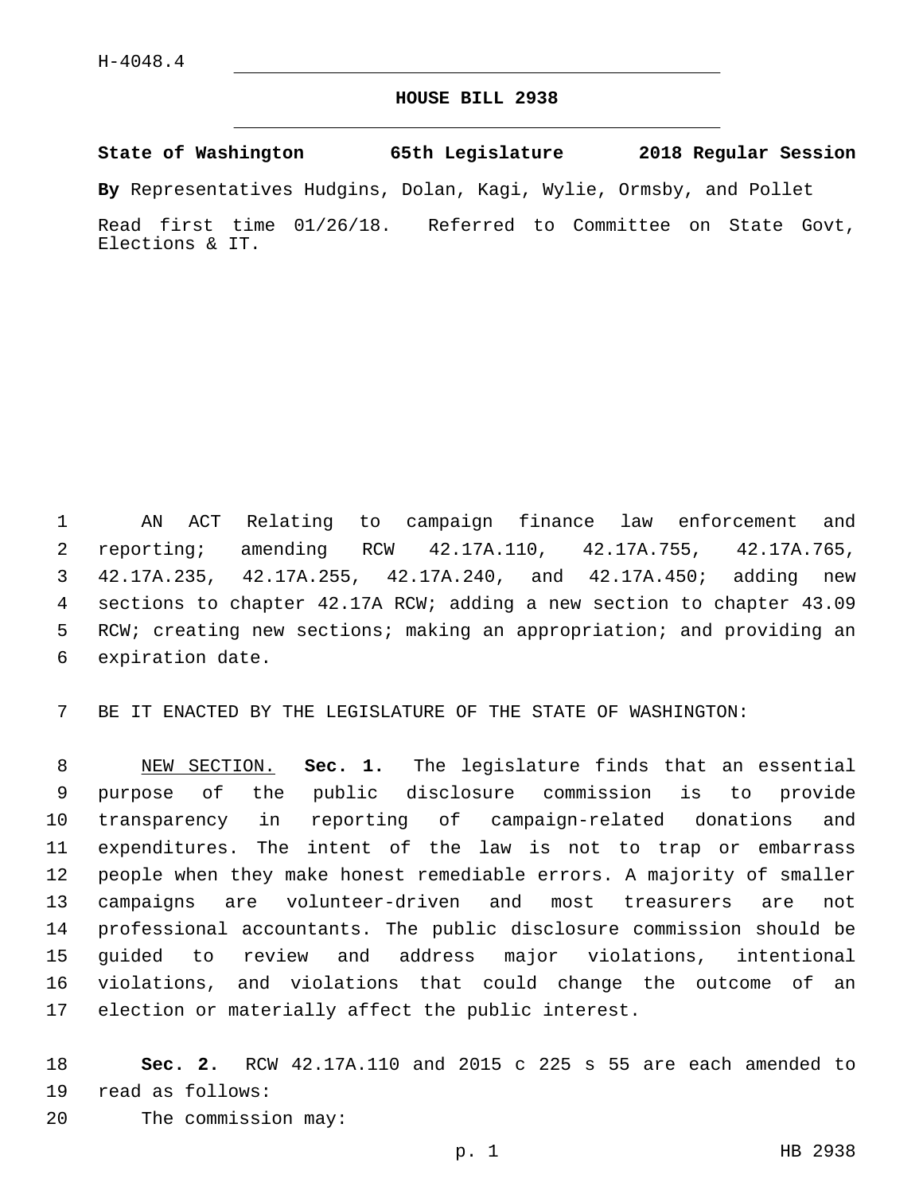H-4048.4

# HOUSE BILL 2938

**State of Washington 65th Legislature 2018 Regular Session**

**By** Representatives Hudgins, Dolan, Kagi, Wylie, Ormsby, and Pollet

Read first time 01/26/18. Referred to Committee on State Govt, Elections & IT.

AN ACT Relating to campaign finance law enforcement and reporting; amending RCW 42.17A.110, 42.17A.755, 42.17A.765, 42.17A.235, 42.17A.255, 42.17A.240, and 42.17A.450; adding new sections to chapter 42.17A RCW; adding a new section to chapter 43.09 RCW; creating new sections; making an appropriation; and providing an expiration date.

BE IT ENACTED BY THE LEGISLATURE OF THE STATE OF WASHINGTON:

NEW SECTION. **Sec. 1.** The legislature finds that an essential purpose of the public disclosure commission is to provide transparency in reporting of campaign-related donations and expenditures. The intent of the law is not to trap or embarrass people when they make honest remediable errors. A majority of smaller campaigns are volunteer-driven and most treasurers are not professional accountants. The public disclosure commission should be guided to review and address major violations, intentional violations, and violations that could change the outcome of an election or materially affect the public interest.

**Sec. 2.** RCW 42.17A.110 and 2015 c 225 s 55 are each amended to read as follows:

The commission may: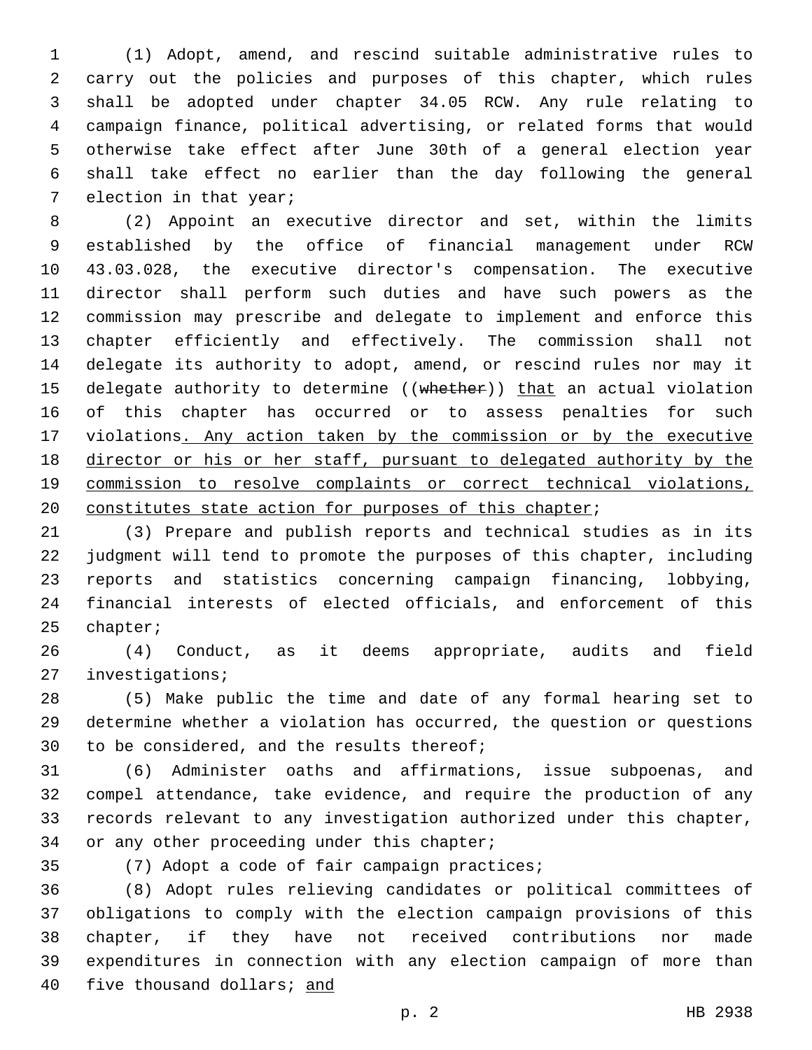(1) Adopt, amend, and rescind suitable administrative rules to carry out the policies and purposes of this chapter, which rules shall be adopted under chapter 34.05 RCW. Any rule relating to campaign finance, political advertising, or related forms that would otherwise take effect after June 30th of a general election year shall take effect no earlier than the day following the general election in that year;

(2) Appoint an executive director and set, within the limits established by the office of financial management under RCW 43.03.028, the executive director's compensation. The executive director shall perform such duties and have such powers as the commission may prescribe and delegate to implement and enforce this chapter efficiently and effectively. The commission shall not delegate its authority to adopt, amend, or rescind rules nor may it delegate authority to determine ((~~whether~~)) <u>that</u> an actual violation of this chapter has occurred or to assess penalties for such violations<u>. Any action taken by the commission or by the executive director or his or her staff, pursuant to delegated authority by the commission to resolve complaints or correct technical violations, constitutes state action for purposes of this chapter</u>;

(3) Prepare and publish reports and technical studies as in its judgment will tend to promote the purposes of this chapter, including reports and statistics concerning campaign financing, lobbying, financial interests of elected officials, and enforcement of this chapter;

(4) Conduct, as it deems appropriate, audits and field investigations;

(5) Make public the time and date of any formal hearing set to determine whether a violation has occurred, the question or questions to be considered, and the results thereof;

(6) Administer oaths and affirmations, issue subpoenas, and compel attendance, take evidence, and require the production of any records relevant to any investigation authorized under this chapter, or any other proceeding under this chapter;

(7) Adopt a code of fair campaign practices;

(8) Adopt rules relieving candidates or political committees of obligations to comply with the election campaign provisions of this chapter, if they have not received contributions nor made expenditures in connection with any election campaign of more than five thousand dollars; <u>and</u>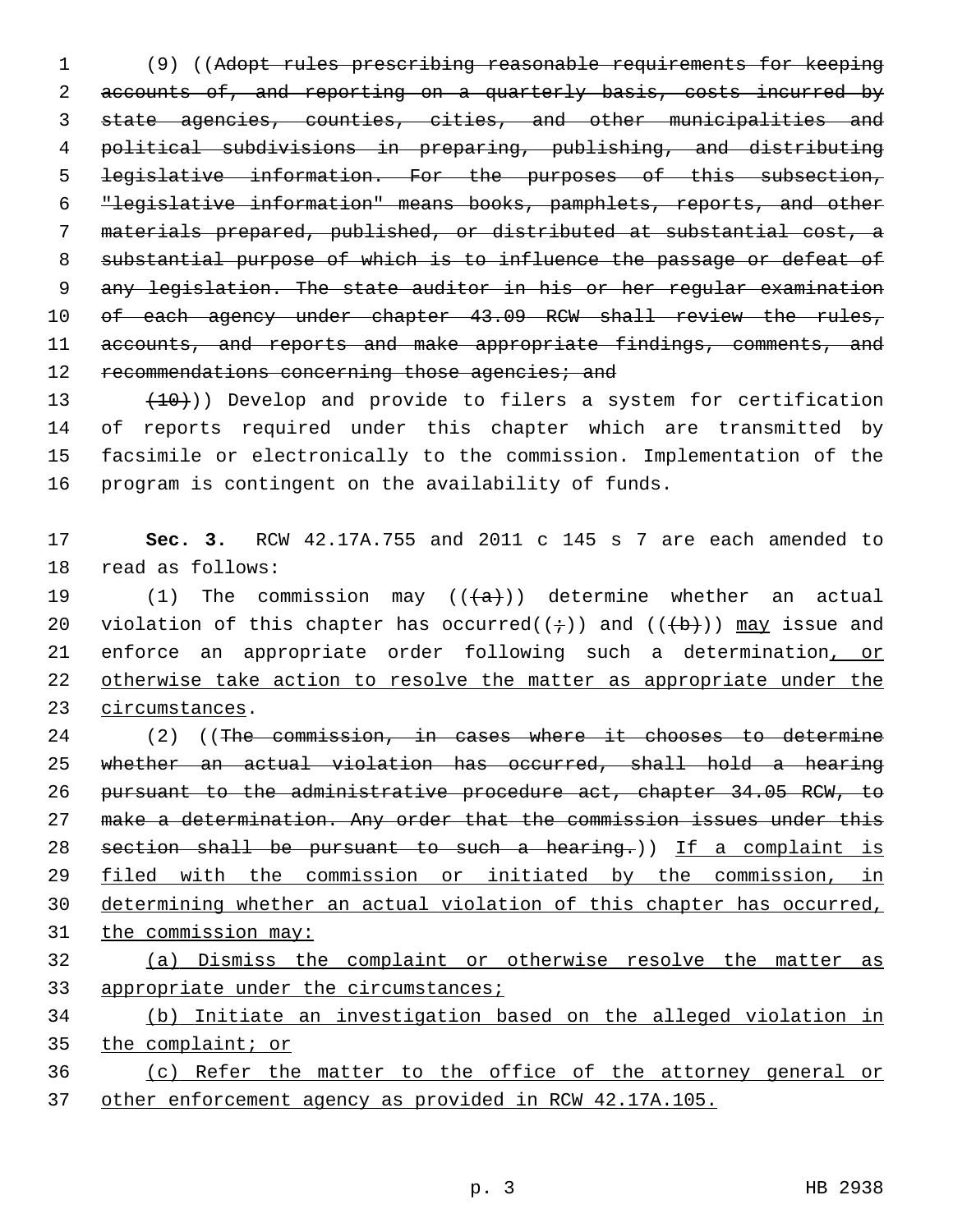(9) ((~~Adopt rules prescribing reasonable requirements for keeping accounts of, and reporting on a quarterly basis, costs incurred by state agencies, counties, cities, and other municipalities and political subdivisions in preparing, publishing, and distributing legislative information. For the purposes of this subsection, "legislative information" means books, pamphlets, reports, and other materials prepared, published, or distributed at substantial cost, a substantial purpose of which is to influence the passage or defeat of any legislation. The state auditor in his or her regular examination of each agency under chapter 43.09 RCW shall review the rules, accounts, and reports and make appropriate findings, comments, and recommendations concerning those agencies; and~~

~~(10)~~)) Develop and provide to filers a system for certification of reports required under this chapter which are transmitted by facsimile or electronically to the commission. Implementation of the program is contingent on the availability of funds.

**Sec. 3.** RCW 42.17A.755 and 2011 c 145 s 7 are each amended to read as follows:

(1) The commission may ((~~(a)~~)) determine whether an actual violation of this chapter has occurred((~~;~~)) and ((~~(b)~~)) <u>may</u> issue and enforce an appropriate order following such a determination<u>, or otherwise take action to resolve the matter as appropriate under the circumstances</u>.

(2) ((~~The commission, in cases where it chooses to determine whether an actual violation has occurred, shall hold a hearing pursuant to the administrative procedure act, chapter 34.05 RCW, to make a determination. Any order that the commission issues under this section shall be pursuant to such a hearing.~~)) <u>If a complaint is filed with the commission or initiated by the commission, in determining whether an actual violation of this chapter has occurred, the commission may:</u>

<u>(a) Dismiss the complaint or otherwise resolve the matter as appropriate under the circumstances;</u>

<u>(b) Initiate an investigation based on the alleged violation in the complaint; or</u>

<u>(c) Refer the matter to the office of the attorney general or other enforcement agency as provided in RCW 42.17A.105.</u>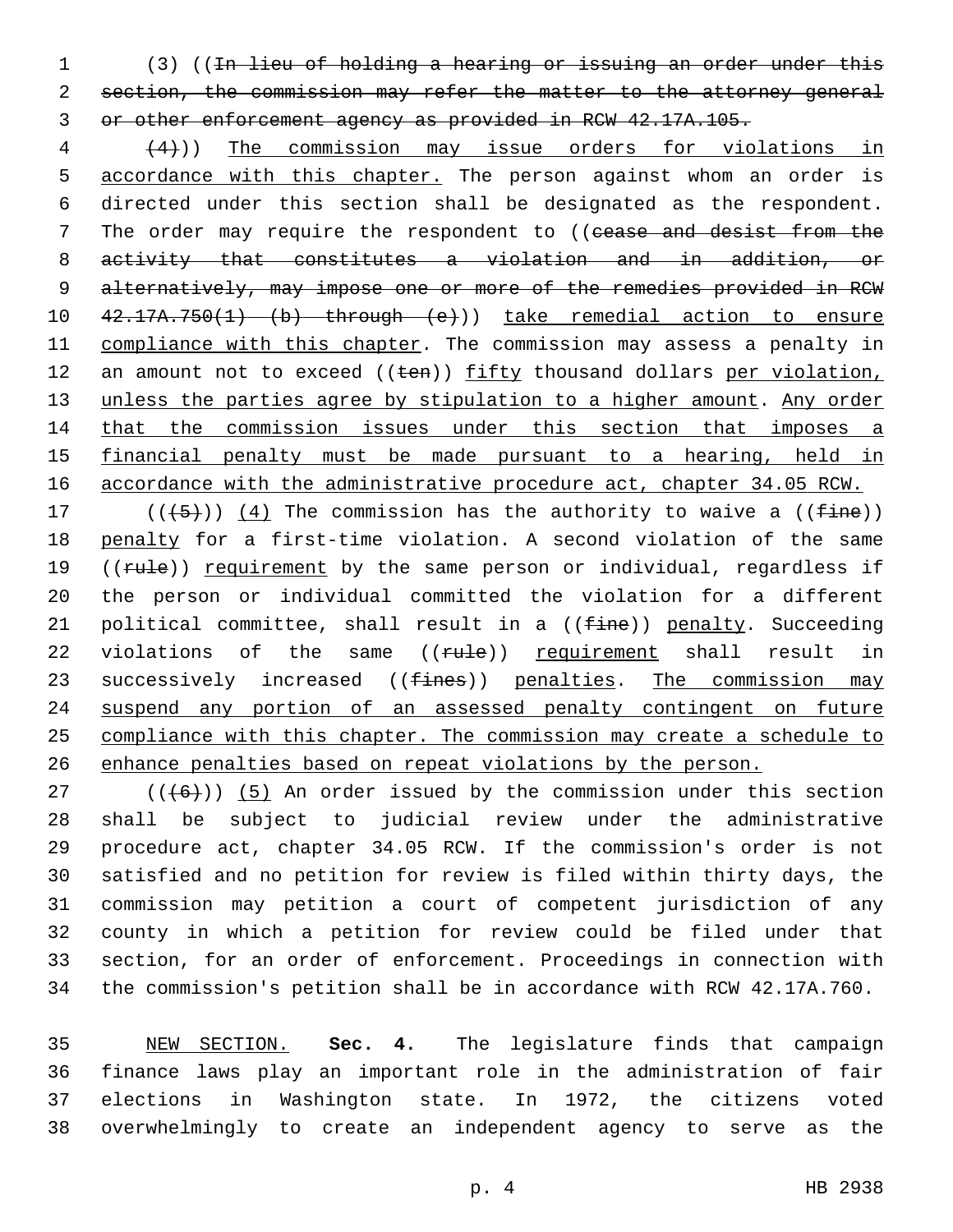(3) ((~~In lieu of holding a hearing or issuing an order under this section, the commission may refer the matter to the attorney general or other enforcement agency as provided in RCW 42.17A.105.~~

~~(4)~~)) <u>The commission may issue orders for violations in accordance with this chapter.</u> The person against whom an order is directed under this section shall be designated as the respondent. The order may require the respondent to ((~~cease and desist from the activity that constitutes a violation and in addition, or alternatively, may impose one or more of the remedies provided in RCW 42.17A.750(1) (b) through (e)~~)) <u>take remedial action to ensure compliance with this chapter</u>. The commission may assess a penalty in an amount not to exceed ((~~ten~~)) <u>fifty</u> thousand dollars <u>per violation, unless the parties agree by stipulation to a higher amount</u>. <u>Any order that the commission issues under this section that imposes a financial penalty must be made pursuant to a hearing, held in accordance with the administrative procedure act, chapter 34.05 RCW.</u>

((~~(5)~~)) <u>(4)</u> The commission has the authority to waive a ((~~fine~~)) <u>penalty</u> for a first-time violation. A second violation of the same ((~~rule~~)) <u>requirement</u> by the same person or individual, regardless if the person or individual committed the violation for a different political committee, shall result in a ((~~fine~~)) <u>penalty</u>. Succeeding violations of the same ((~~rule~~)) <u>requirement</u> shall result in successively increased ((~~fines~~)) <u>penalties</u>. <u>The commission may suspend any portion of an assessed penalty contingent on future compliance with this chapter. The commission may create a schedule to enhance penalties based on repeat violations by the person.</u>

((~~(6)~~)) <u>(5)</u> An order issued by the commission under this section shall be subject to judicial review under the administrative procedure act, chapter 34.05 RCW. If the commission's order is not satisfied and no petition for review is filed within thirty days, the commission may petition a court of competent jurisdiction of any county in which a petition for review could be filed under that section, for an order of enforcement. Proceedings in connection with the commission's petition shall be in accordance with RCW 42.17A.760.

<u>NEW SECTION.</u> **Sec. 4.** The legislature finds that campaign finance laws play an important role in the administration of fair elections in Washington state. In 1972, the citizens voted overwhelmingly to create an independent agency to serve as the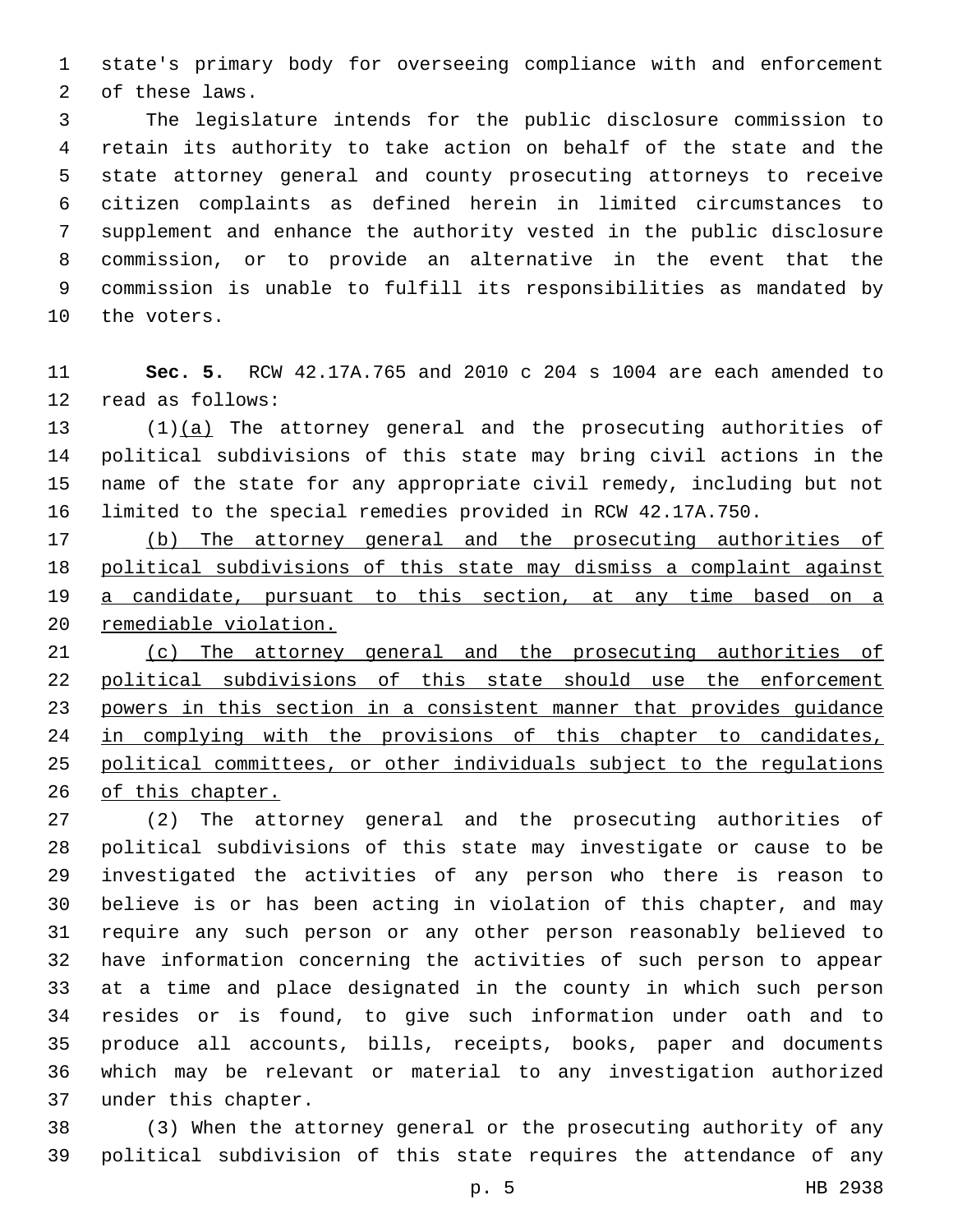state's primary body for overseeing compliance with and enforcement of these laws.

The legislature intends for the public disclosure commission to retain its authority to take action on behalf of the state and the state attorney general and county prosecuting attorneys to receive citizen complaints as defined herein in limited circumstances to supplement and enhance the authority vested in the public disclosure commission, or to provide an alternative in the event that the commission is unable to fulfill its responsibilities as mandated by the voters.

**Sec. 5.** RCW 42.17A.765 and 2010 c 204 s 1004 are each amended to read as follows:

(1)<u>(a)</u> The attorney general and the prosecuting authorities of political subdivisions of this state may bring civil actions in the name of the state for any appropriate civil remedy, including but not limited to the special remedies provided in RCW 42.17A.750.

<u>(b) The attorney general and the prosecuting authorities of political subdivisions of this state may dismiss a complaint against a candidate, pursuant to this section, at any time based on a remediable violation.</u>

<u>(c) The attorney general and the prosecuting authorities of political subdivisions of this state should use the enforcement powers in this section in a consistent manner that provides guidance in complying with the provisions of this chapter to candidates, political committees, or other individuals subject to the regulations of this chapter.</u>

(2) The attorney general and the prosecuting authorities of political subdivisions of this state may investigate or cause to be investigated the activities of any person who there is reason to believe is or has been acting in violation of this chapter, and may require any such person or any other person reasonably believed to have information concerning the activities of such person to appear at a time and place designated in the county in which such person resides or is found, to give such information under oath and to produce all accounts, bills, receipts, books, paper and documents which may be relevant or material to any investigation authorized under this chapter.

(3) When the attorney general or the prosecuting authority of any political subdivision of this state requires the attendance of any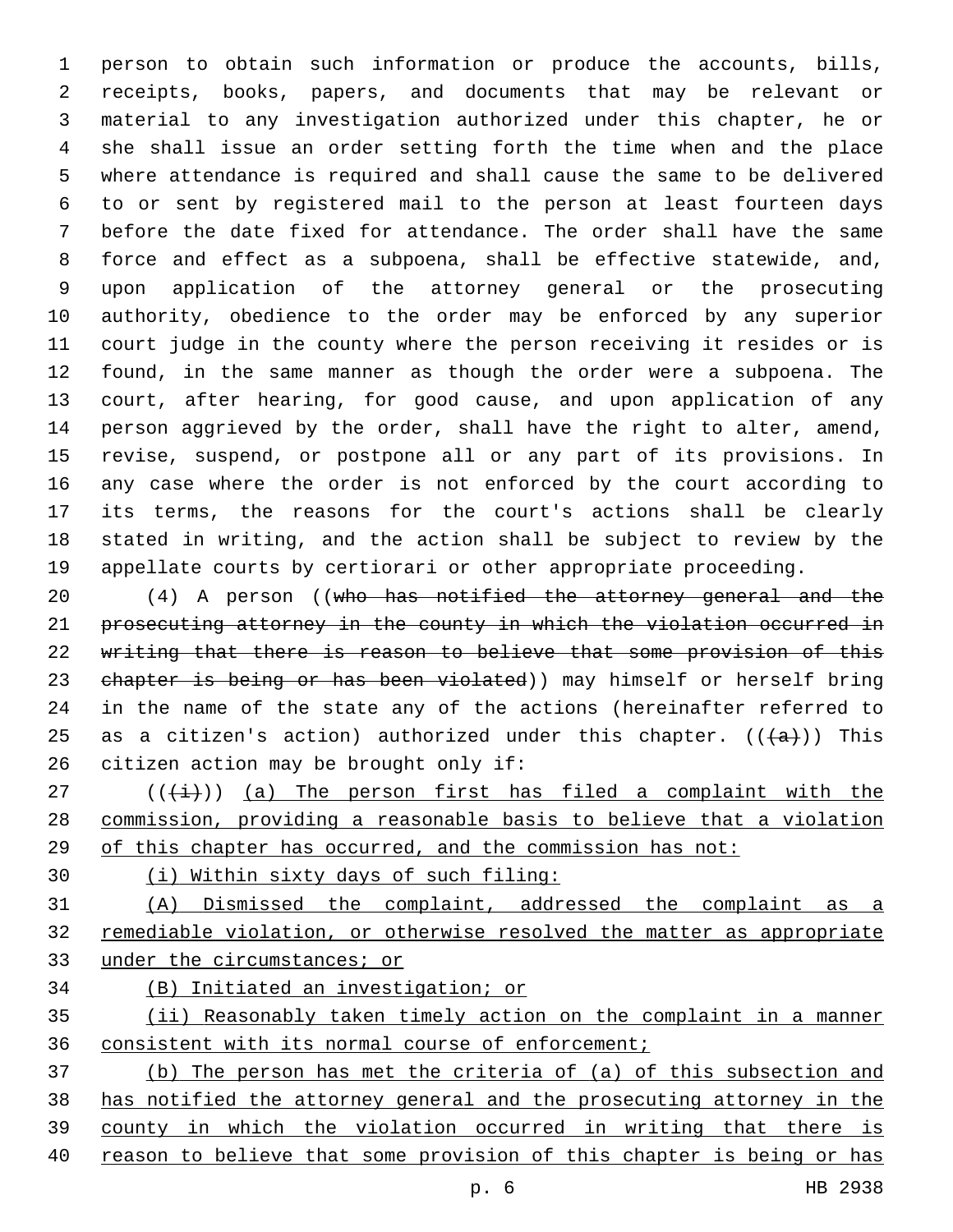person to obtain such information or produce the accounts, bills, receipts, books, papers, and documents that may be relevant or material to any investigation authorized under this chapter, he or she shall issue an order setting forth the time when and the place where attendance is required and shall cause the same to be delivered to or sent by registered mail to the person at least fourteen days before the date fixed for attendance. The order shall have the same force and effect as a subpoena, shall be effective statewide, and, upon application of the attorney general or the prosecuting authority, obedience to the order may be enforced by any superior court judge in the county where the person receiving it resides or is found, in the same manner as though the order were a subpoena. The court, after hearing, for good cause, and upon application of any person aggrieved by the order, shall have the right to alter, amend, revise, suspend, or postpone all or any part of its provisions. In any case where the order is not enforced by the court according to its terms, the reasons for the court's actions shall be clearly stated in writing, and the action shall be subject to review by the appellate courts by certiorari or other appropriate proceeding.

(4) A person ((~~who has notified the attorney general and the prosecuting attorney in the county in which the violation occurred in writing that there is reason to believe that some provision of this chapter is being or has been violated~~)) may himself or herself bring in the name of the state any of the actions (hereinafter referred to as a citizen's action) authorized under this chapter. ((~~(a)~~)) This citizen action may be brought only if:

((~~(i)~~)) <u>(a) The person first has filed a complaint with the commission, providing a reasonable basis to believe that a violation of this chapter has occurred, and the commission has not:</u>

<u>(i) Within sixty days of such filing:</u>

<u>(A) Dismissed the complaint, addressed the complaint as a remediable violation, or otherwise resolved the matter as appropriate under the circumstances; or</u>

<u>(B) Initiated an investigation; or</u>

<u>(ii) Reasonably taken timely action on the complaint in a manner consistent with its normal course of enforcement;</u>

<u>(b) The person has met the criteria of (a) of this subsection and has notified the attorney general and the prosecuting attorney in the county in which the violation occurred in writing that there is reason to believe that some provision of this chapter is being or has</u>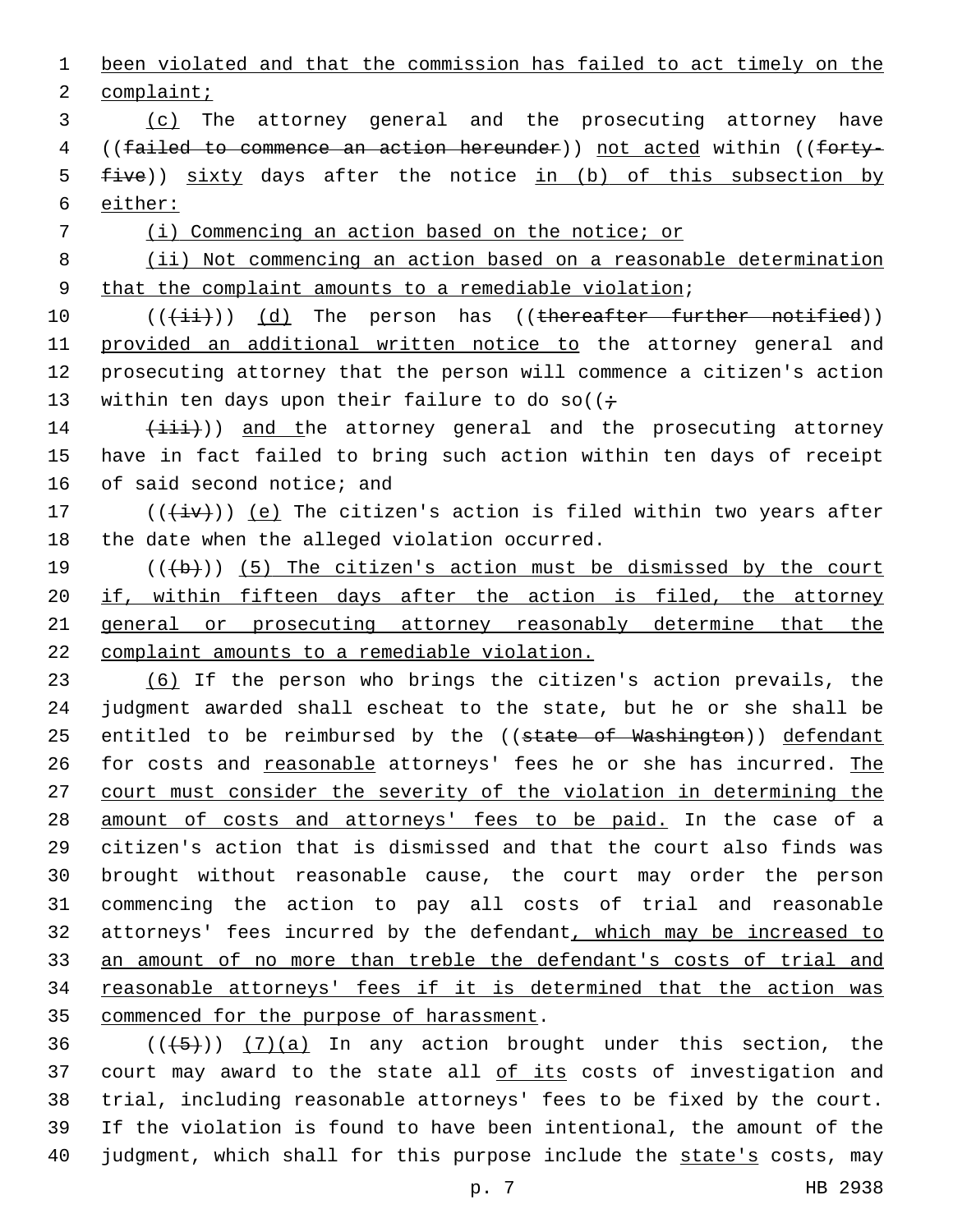been violated and that the commission has failed to act timely on the complaint;

(c) The attorney general and the prosecuting attorney have ((failed to commence an action hereunder)) not acted within ((forty-five)) sixty days after the notice in (b) of this subsection by either:

(i) Commencing an action based on the notice; or

(ii) Not commencing an action based on a reasonable determination that the complaint amounts to a remediable violation;

(((ii))) (d) The person has ((thereafter further notified)) provided an additional written notice to the attorney general and prosecuting attorney that the person will commence a citizen's action within ten days upon their failure to do so((;

(iii))) and the attorney general and the prosecuting attorney have in fact failed to bring such action within ten days of receipt of said second notice; and

(((iv))) (e) The citizen's action is filed within two years after the date when the alleged violation occurred.

(((b))) (5) The citizen's action must be dismissed by the court if, within fifteen days after the action is filed, the attorney general or prosecuting attorney reasonably determine that the complaint amounts to a remediable violation.

(6) If the person who brings the citizen's action prevails, the judgment awarded shall escheat to the state, but he or she shall be entitled to be reimbursed by the ((state of Washington)) defendant for costs and reasonable attorneys' fees he or she has incurred. The court must consider the severity of the violation in determining the amount of costs and attorneys' fees to be paid. In the case of a citizen's action that is dismissed and that the court also finds was brought without reasonable cause, the court may order the person commencing the action to pay all costs of trial and reasonable attorneys' fees incurred by the defendant, which may be increased to an amount of no more than treble the defendant's costs of trial and reasonable attorneys' fees if it is determined that the action was commenced for the purpose of harassment.

(((5))) (7)(a) In any action brought under this section, the court may award to the state all of its costs of investigation and trial, including reasonable attorneys' fees to be fixed by the court. If the violation is found to have been intentional, the amount of the judgment, which shall for this purpose include the state's costs, may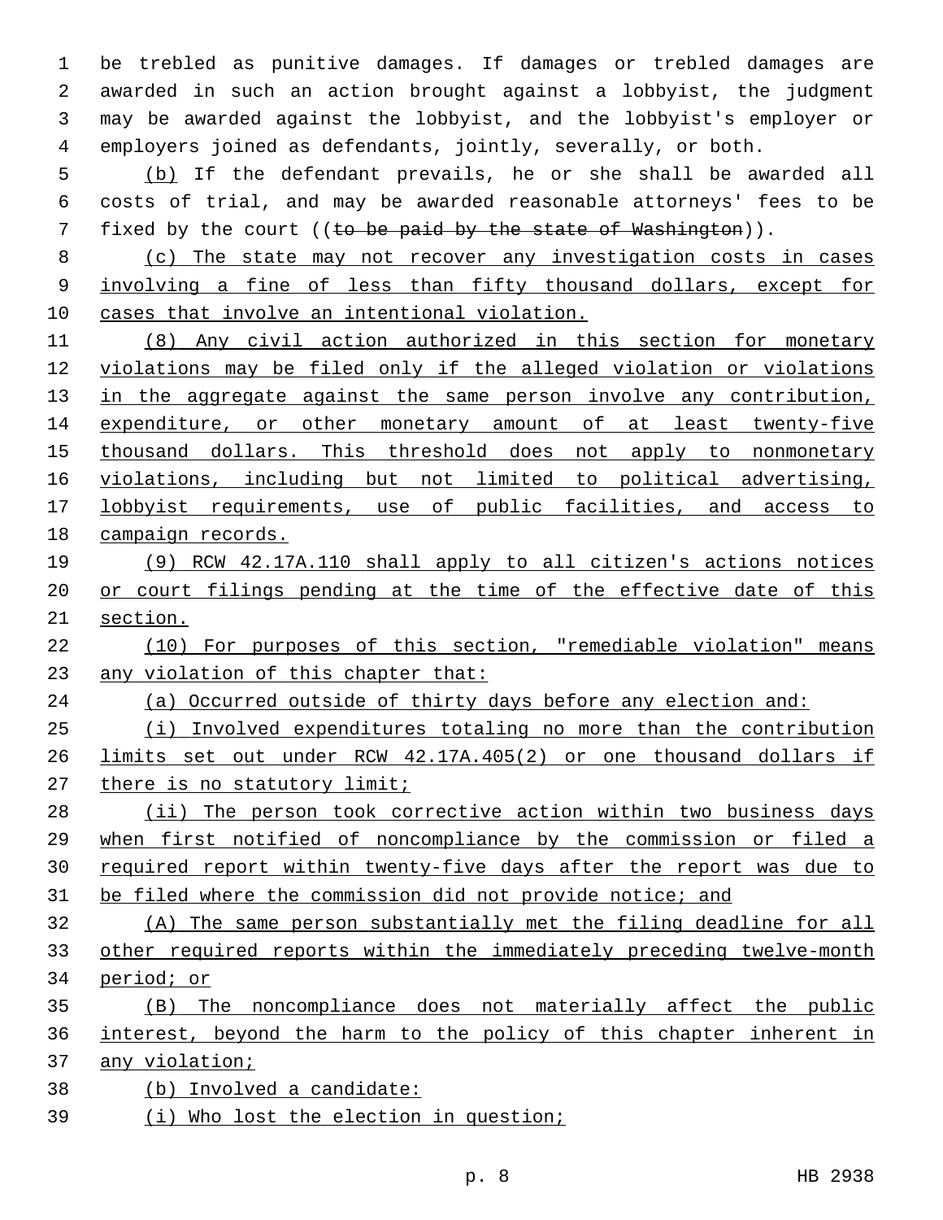be trebled as punitive damages. If damages or trebled damages are awarded in such an action brought against a lobbyist, the judgment may be awarded against the lobbyist, and the lobbyist's employer or employers joined as defendants, jointly, severally, or both.

(b) If the defendant prevails, he or she shall be awarded all costs of trial, and may be awarded reasonable attorneys' fees to be fixed by the court ((~~to be paid by the state of Washington~~)).

(c) The state may not recover any investigation costs in cases involving a fine of less than fifty thousand dollars, except for cases that involve an intentional violation.

(8) Any civil action authorized in this section for monetary violations may be filed only if the alleged violation or violations in the aggregate against the same person involve any contribution, expenditure, or other monetary amount of at least twenty-five thousand dollars. This threshold does not apply to nonmonetary violations, including but not limited to political advertising, lobbyist requirements, use of public facilities, and access to campaign records.

(9) RCW 42.17A.110 shall apply to all citizen's actions notices or court filings pending at the time of the effective date of this section.

(10) For purposes of this section, "remediable violation" means any violation of this chapter that:

(a) Occurred outside of thirty days before any election and:

(i) Involved expenditures totaling no more than the contribution limits set out under RCW 42.17A.405(2) or one thousand dollars if there is no statutory limit;

(ii) The person took corrective action within two business days when first notified of noncompliance by the commission or filed a required report within twenty-five days after the report was due to be filed where the commission did not provide notice; and

(A) The same person substantially met the filing deadline for all other required reports within the immediately preceding twelve-month period; or

(B) The noncompliance does not materially affect the public interest, beyond the harm to the policy of this chapter inherent in any violation;

(b) Involved a candidate:

(i) Who lost the election in question;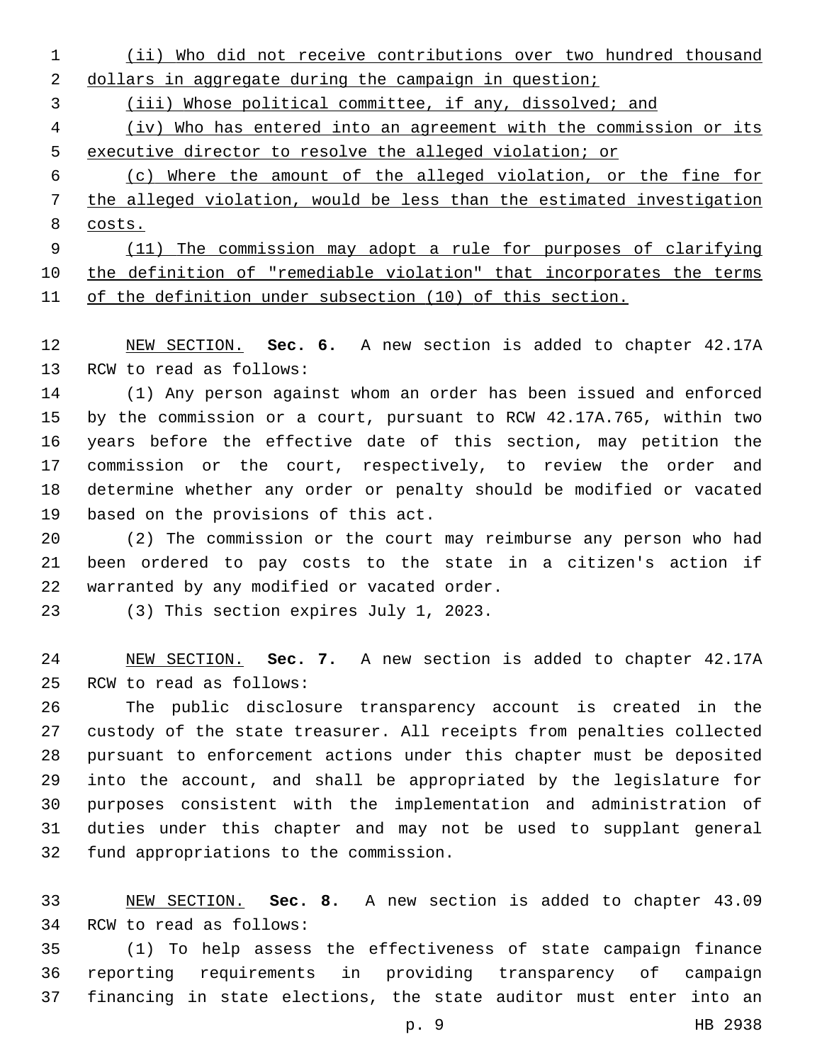(ii) Who did not receive contributions over two hundred thousand dollars in aggregate during the campaign in question;

(iii) Whose political committee, if any, dissolved; and

(iv) Who has entered into an agreement with the commission or its executive director to resolve the alleged violation; or

(c) Where the amount of the alleged violation, or the fine for the alleged violation, would be less than the estimated investigation costs.

(11) The commission may adopt a rule for purposes of clarifying the definition of "remediable violation" that incorporates the terms of the definition under subsection (10) of this section.

NEW SECTION. **Sec. 6.** A new section is added to chapter 42.17A RCW to read as follows:

(1) Any person against whom an order has been issued and enforced by the commission or a court, pursuant to RCW 42.17A.765, within two years before the effective date of this section, may petition the commission or the court, respectively, to review the order and determine whether any order or penalty should be modified or vacated based on the provisions of this act.

(2) The commission or the court may reimburse any person who had been ordered to pay costs to the state in a citizen's action if warranted by any modified or vacated order.

(3) This section expires July 1, 2023.

NEW SECTION. **Sec. 7.** A new section is added to chapter 42.17A RCW to read as follows:

The public disclosure transparency account is created in the custody of the state treasurer. All receipts from penalties collected pursuant to enforcement actions under this chapter must be deposited into the account, and shall be appropriated by the legislature for purposes consistent with the implementation and administration of duties under this chapter and may not be used to supplant general fund appropriations to the commission.

NEW SECTION. **Sec. 8.** A new section is added to chapter 43.09 RCW to read as follows:

(1) To help assess the effectiveness of state campaign finance reporting requirements in providing transparency of campaign financing in state elections, the state auditor must enter into an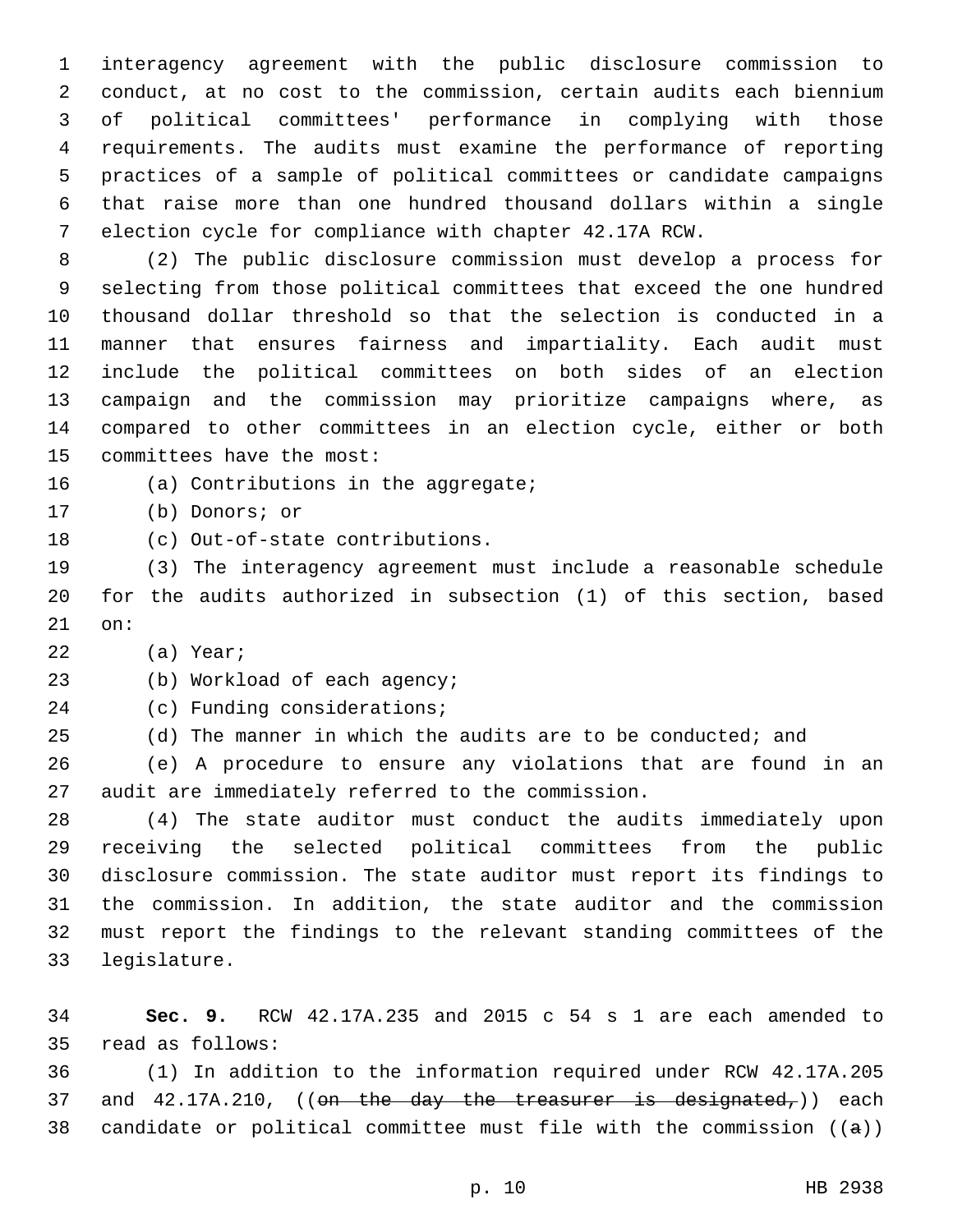interagency agreement with the public disclosure commission to conduct, at no cost to the commission, certain audits each biennium of political committees' performance in complying with those requirements. The audits must examine the performance of reporting practices of a sample of political committees or candidate campaigns that raise more than one hundred thousand dollars within a single election cycle for compliance with chapter 42.17A RCW.

(2) The public disclosure commission must develop a process for selecting from those political committees that exceed the one hundred thousand dollar threshold so that the selection is conducted in a manner that ensures fairness and impartiality. Each audit must include the political committees on both sides of an election campaign and the commission may prioritize campaigns where, as compared to other committees in an election cycle, either or both committees have the most:

(a) Contributions in the aggregate;

(b) Donors; or

(c) Out-of-state contributions.

(3) The interagency agreement must include a reasonable schedule for the audits authorized in subsection (1) of this section, based on:

(a) Year;

(b) Workload of each agency;

(c) Funding considerations;

(d) The manner in which the audits are to be conducted; and

(e) A procedure to ensure any violations that are found in an audit are immediately referred to the commission.

(4) The state auditor must conduct the audits immediately upon receiving the selected political committees from the public disclosure commission. The state auditor must report its findings to the commission. In addition, the state auditor and the commission must report the findings to the relevant standing committees of the legislature.

**Sec. 9.** RCW 42.17A.235 and 2015 c 54 s 1 are each amended to read as follows:

(1) In addition to the information required under RCW 42.17A.205 and 42.17A.210, ((~~on the day the treasurer is designated,~~)) each candidate or political committee must file with the commission ((~~a~~))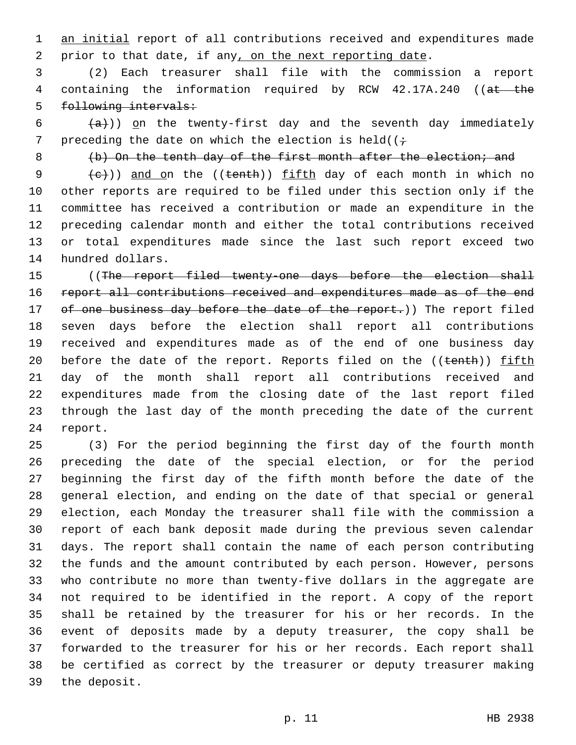an initial report of all contributions received and expenditures made prior to that date, if any, on the next reporting date.

(2) Each treasurer shall file with the commission a report containing the information required by RCW 42.17A.240 ((~~at the following intervals:~~

~~(a)~~)) on the twenty-first day and the seventh day immediately preceding the date on which the election is held((~~;~~

~~(b) On the tenth day of the first month after the election; and~~

~~(c)~~)) and on the ((~~tenth~~)) fifth day of each month in which no other reports are required to be filed under this section only if the committee has received a contribution or made an expenditure in the preceding calendar month and either the total contributions received or total expenditures made since the last such report exceed two hundred dollars.

((~~The report filed twenty-one days before the election shall report all contributions received and expenditures made as of the end of one business day before the date of the report.~~)) The report filed seven days before the election shall report all contributions received and expenditures made as of the end of one business day before the date of the report. Reports filed on the ((~~tenth~~)) fifth day of the month shall report all contributions received and expenditures made from the closing date of the last report filed through the last day of the month preceding the date of the current report.

(3) For the period beginning the first day of the fourth month preceding the date of the special election, or for the period beginning the first day of the fifth month before the date of the general election, and ending on the date of that special or general election, each Monday the treasurer shall file with the commission a report of each bank deposit made during the previous seven calendar days. The report shall contain the name of each person contributing the funds and the amount contributed by each person. However, persons who contribute no more than twenty-five dollars in the aggregate are not required to be identified in the report. A copy of the report shall be retained by the treasurer for his or her records. In the event of deposits made by a deputy treasurer, the copy shall be forwarded to the treasurer for his or her records. Each report shall be certified as correct by the treasurer or deputy treasurer making the deposit.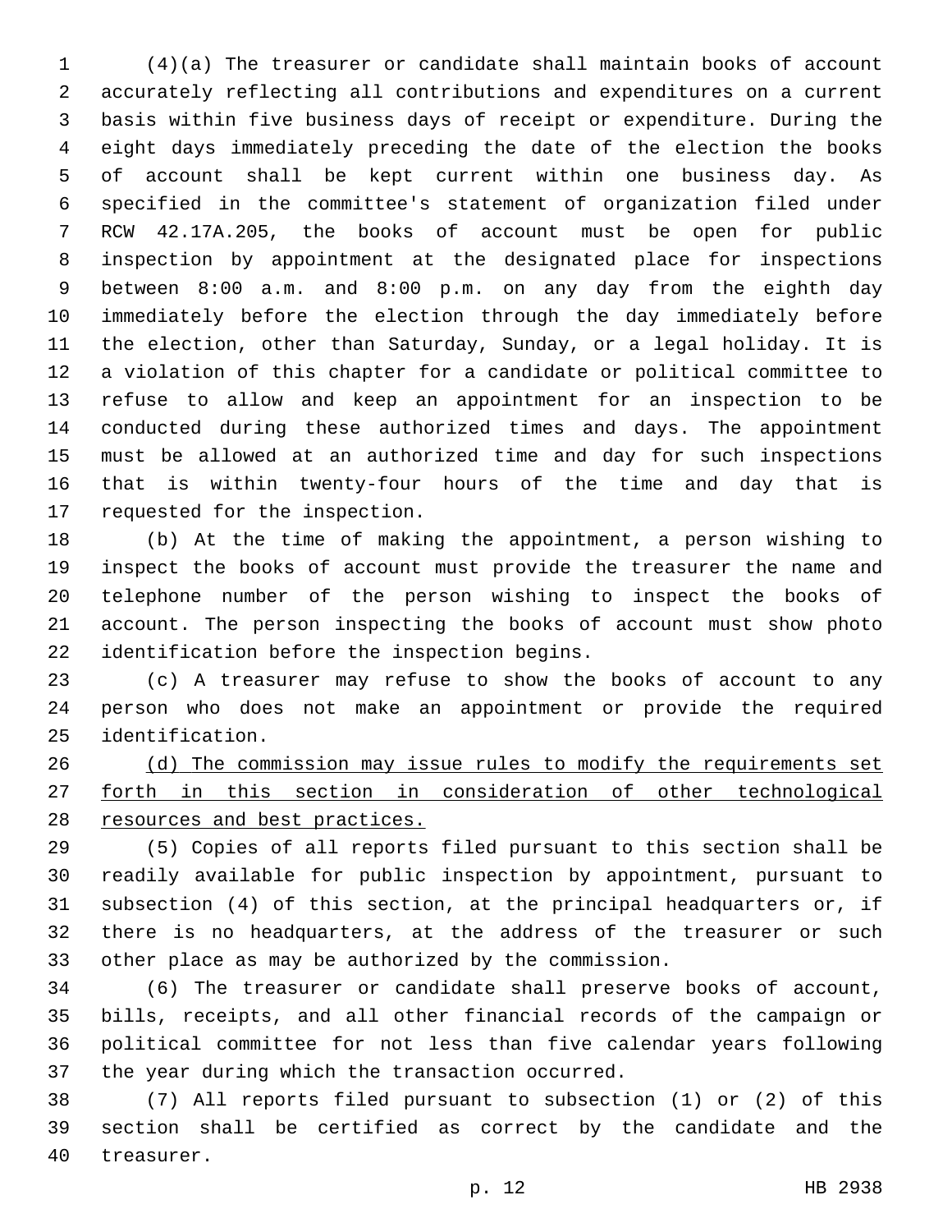(4)(a) The treasurer or candidate shall maintain books of account accurately reflecting all contributions and expenditures on a current basis within five business days of receipt or expenditure. During the eight days immediately preceding the date of the election the books of account shall be kept current within one business day. As specified in the committee's statement of organization filed under RCW 42.17A.205, the books of account must be open for public inspection by appointment at the designated place for inspections between 8:00 a.m. and 8:00 p.m. on any day from the eighth day immediately before the election through the day immediately before the election, other than Saturday, Sunday, or a legal holiday. It is a violation of this chapter for a candidate or political committee to refuse to allow and keep an appointment for an inspection to be conducted during these authorized times and days. The appointment must be allowed at an authorized time and day for such inspections that is within twenty-four hours of the time and day that is requested for the inspection.

(b) At the time of making the appointment, a person wishing to inspect the books of account must provide the treasurer the name and telephone number of the person wishing to inspect the books of account. The person inspecting the books of account must show photo identification before the inspection begins.

(c) A treasurer may refuse to show the books of account to any person who does not make an appointment or provide the required identification.

<u>(d) The commission may issue rules to modify the requirements set forth in this section in consideration of other technological resources and best practices.</u>

(5) Copies of all reports filed pursuant to this section shall be readily available for public inspection by appointment, pursuant to subsection (4) of this section, at the principal headquarters or, if there is no headquarters, at the address of the treasurer or such other place as may be authorized by the commission.

(6) The treasurer or candidate shall preserve books of account, bills, receipts, and all other financial records of the campaign or political committee for not less than five calendar years following the year during which the transaction occurred.

(7) All reports filed pursuant to subsection (1) or (2) of this section shall be certified as correct by the candidate and the treasurer.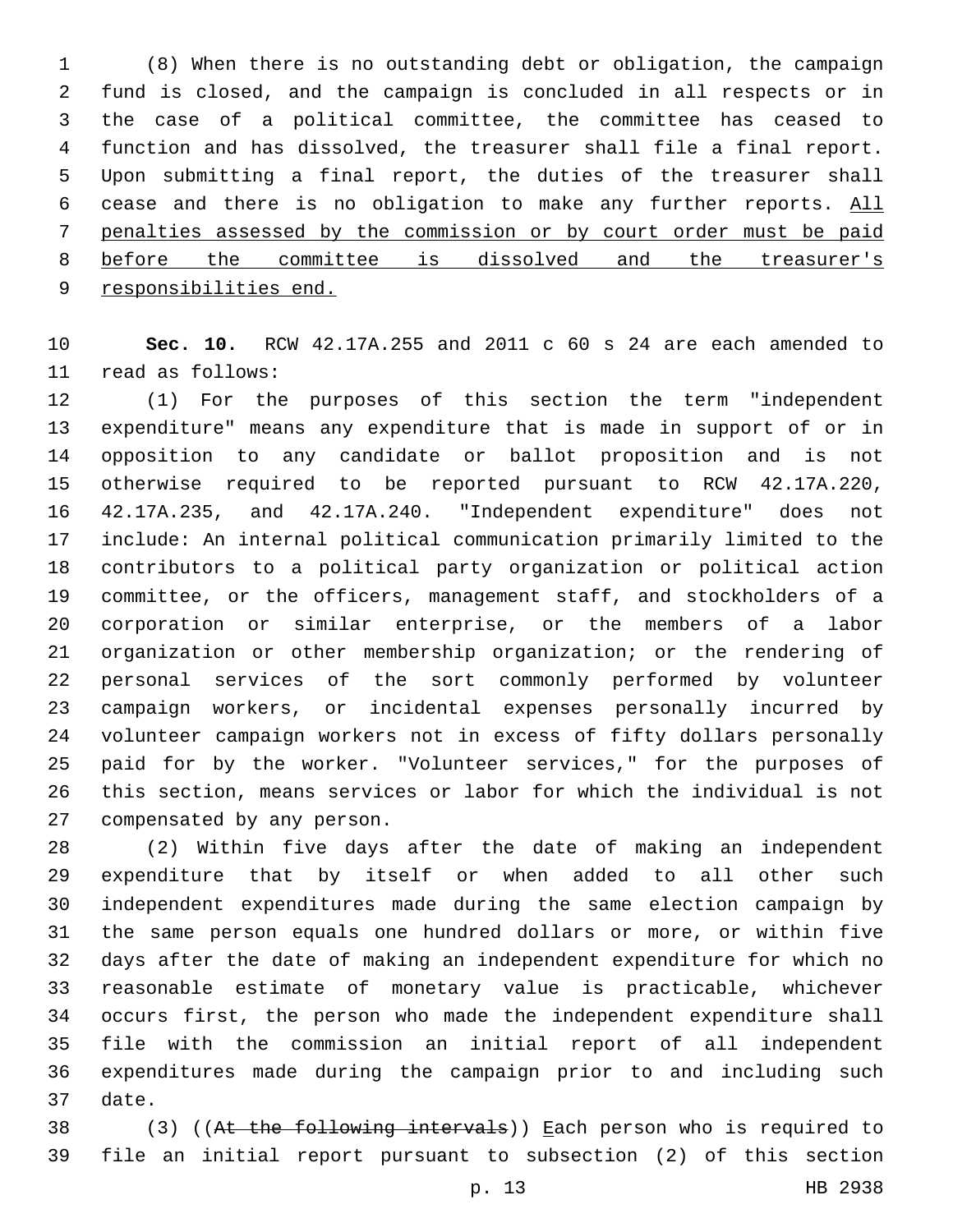(8) When there is no outstanding debt or obligation, the campaign fund is closed, and the campaign is concluded in all respects or in the case of a political committee, the committee has ceased to function and has dissolved, the treasurer shall file a final report. Upon submitting a final report, the duties of the treasurer shall cease and there is no obligation to make any further reports. <u>All penalties assessed by the commission or by court order must be paid before the committee is dissolved and the treasurer's responsibilities end.</u>

**Sec. 10.** RCW 42.17A.255 and 2011 c 60 s 24 are each amended to read as follows:

(1) For the purposes of this section the term "independent expenditure" means any expenditure that is made in support of or in opposition to any candidate or ballot proposition and is not otherwise required to be reported pursuant to RCW 42.17A.220, 42.17A.235, and 42.17A.240. "Independent expenditure" does not include: An internal political communication primarily limited to the contributors to a political party organization or political action committee, or the officers, management staff, and stockholders of a corporation or similar enterprise, or the members of a labor organization or other membership organization; or the rendering of personal services of the sort commonly performed by volunteer campaign workers, or incidental expenses personally incurred by volunteer campaign workers not in excess of fifty dollars personally paid for by the worker. "Volunteer services," for the purposes of this section, means services or labor for which the individual is not compensated by any person.

(2) Within five days after the date of making an independent expenditure that by itself or when added to all other such independent expenditures made during the same election campaign by the same person equals one hundred dollars or more, or within five days after the date of making an independent expenditure for which no reasonable estimate of monetary value is practicable, whichever occurs first, the person who made the independent expenditure shall file with the commission an initial report of all independent expenditures made during the campaign prior to and including such date.

(3) ((~~At the following intervals~~)) <u>E</u>ach person who is required to file an initial report pursuant to subsection (2) of this section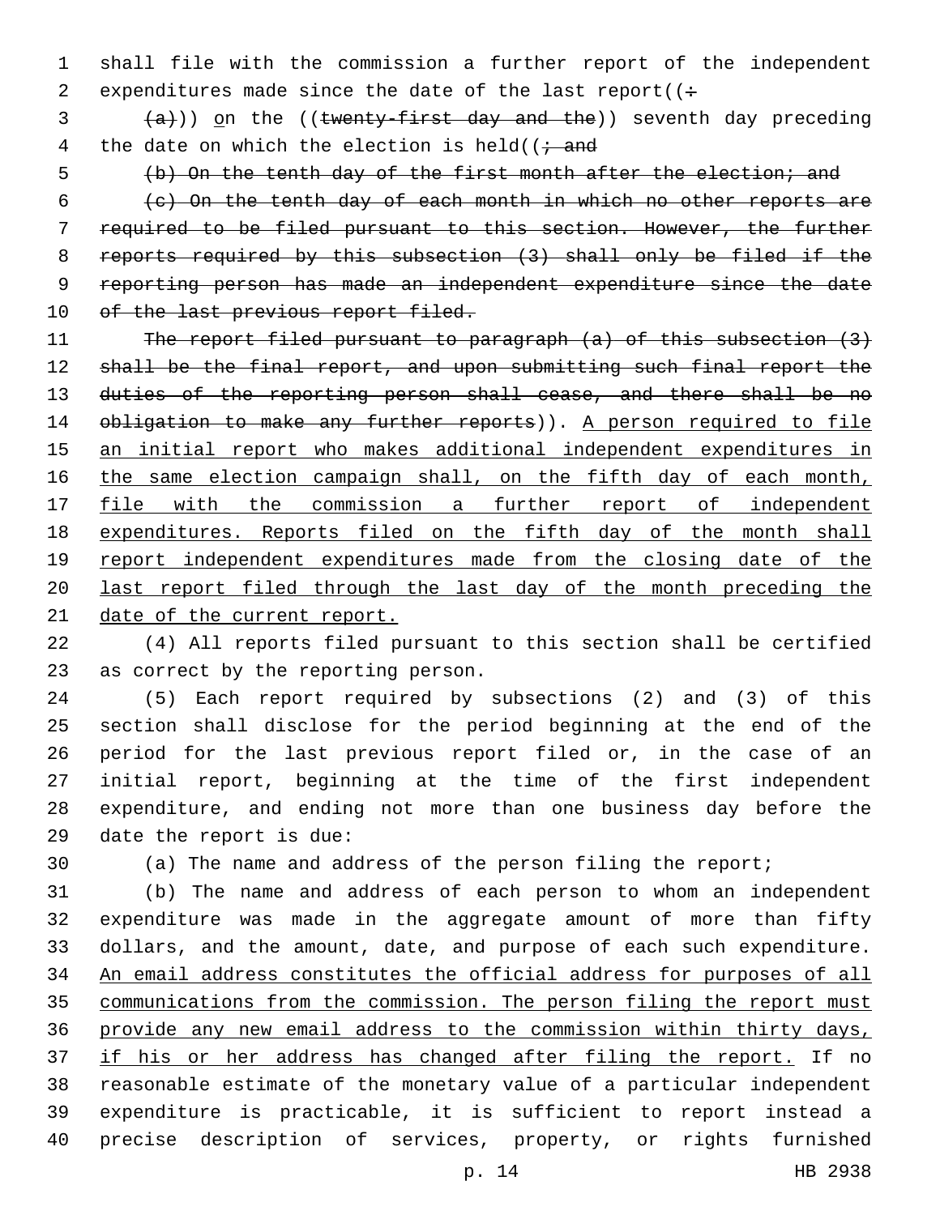shall file with the commission a further report of the independent expenditures made since the date of the last report((:

~~(a)~~)) on the ((~~twenty-first day and the~~)) seventh day preceding the date on which the election is held((~~; and~~

~~(b) On the tenth day of the first month after the election; and~~

~~(c) On the tenth day of each month in which no other reports are required to be filed pursuant to this section. However, the further reports required by this subsection (3) shall only be filed if the reporting person has made an independent expenditure since the date of the last previous report filed.~~

~~The report filed pursuant to paragraph (a) of this subsection (3) shall be the final report, and upon submitting such final report the duties of the reporting person shall cease, and there shall be no obligation to make any further reports~~)). <u>A person required to file an initial report who makes additional independent expenditures in the same election campaign shall, on the fifth day of each month, file with the commission a further report of independent expenditures. Reports filed on the fifth day of the month shall report independent expenditures made from the closing date of the last report filed through the last day of the month preceding the date of the current report.</u>

(4) All reports filed pursuant to this section shall be certified as correct by the reporting person.

(5) Each report required by subsections (2) and (3) of this section shall disclose for the period beginning at the end of the period for the last previous report filed or, in the case of an initial report, beginning at the time of the first independent expenditure, and ending not more than one business day before the date the report is due:

(a) The name and address of the person filing the report;

(b) The name and address of each person to whom an independent expenditure was made in the aggregate amount of more than fifty dollars, and the amount, date, and purpose of each such expenditure. <u>An email address constitutes the official address for purposes of all communications from the commission. The person filing the report must provide any new email address to the commission within thirty days, if his or her address has changed after filing the report.</u> If no reasonable estimate of the monetary value of a particular independent expenditure is practicable, it is sufficient to report instead a precise description of services, property, or rights furnished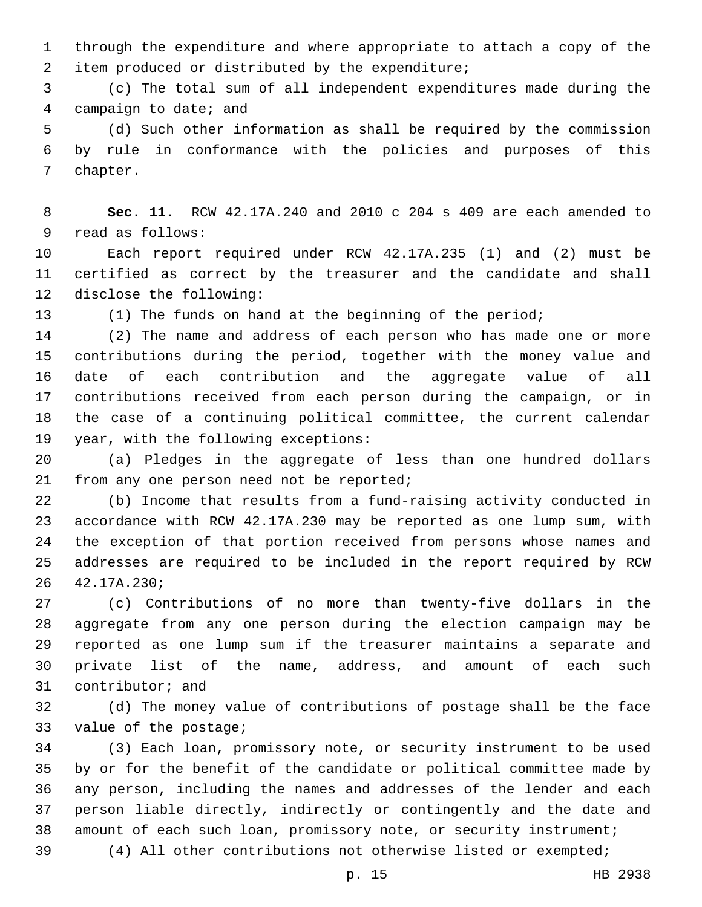through the expenditure and where appropriate to attach a copy of the item produced or distributed by the expenditure;

(c) The total sum of all independent expenditures made during the campaign to date; and

(d) Such other information as shall be required by the commission by rule in conformance with the policies and purposes of this chapter.

**Sec. 11.** RCW 42.17A.240 and 2010 c 204 s 409 are each amended to read as follows:

Each report required under RCW 42.17A.235 (1) and (2) must be certified as correct by the treasurer and the candidate and shall disclose the following:

(1) The funds on hand at the beginning of the period;

(2) The name and address of each person who has made one or more contributions during the period, together with the money value and date of each contribution and the aggregate value of all contributions received from each person during the campaign, or in the case of a continuing political committee, the current calendar year, with the following exceptions:

(a) Pledges in the aggregate of less than one hundred dollars from any one person need not be reported;

(b) Income that results from a fund-raising activity conducted in accordance with RCW 42.17A.230 may be reported as one lump sum, with the exception of that portion received from persons whose names and addresses are required to be included in the report required by RCW 42.17A.230;

(c) Contributions of no more than twenty-five dollars in the aggregate from any one person during the election campaign may be reported as one lump sum if the treasurer maintains a separate and private list of the name, address, and amount of each such contributor; and

(d) The money value of contributions of postage shall be the face value of the postage;

(3) Each loan, promissory note, or security instrument to be used by or for the benefit of the candidate or political committee made by any person, including the names and addresses of the lender and each person liable directly, indirectly or contingently and the date and amount of each such loan, promissory note, or security instrument;

(4) All other contributions not otherwise listed or exempted;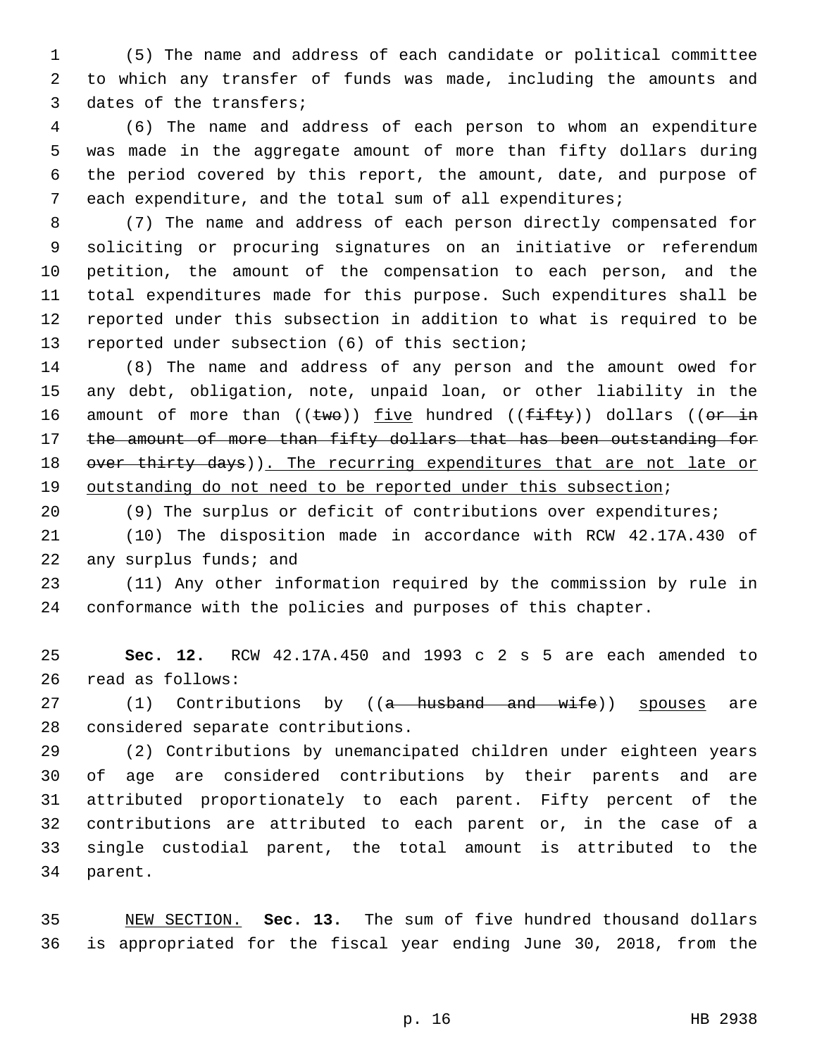(5) The name and address of each candidate or political committee to which any transfer of funds was made, including the amounts and dates of the transfers;

(6) The name and address of each person to whom an expenditure was made in the aggregate amount of more than fifty dollars during the period covered by this report, the amount, date, and purpose of each expenditure, and the total sum of all expenditures;

(7) The name and address of each person directly compensated for soliciting or procuring signatures on an initiative or referendum petition, the amount of the compensation to each person, and the total expenditures made for this purpose. Such expenditures shall be reported under this subsection in addition to what is required to be reported under subsection (6) of this section;

(8) The name and address of any person and the amount owed for any debt, obligation, note, unpaid loan, or other liability in the amount of more than ((~~two~~)) <u>five</u> hundred ((~~fifty~~)) dollars ((~~or in the amount of more than fifty dollars that has been outstanding for over thirty days~~))<u>. The recurring expenditures that are not late or outstanding do not need to be reported under this subsection</u>;

(9) The surplus or deficit of contributions over expenditures;

(10) The disposition made in accordance with RCW 42.17A.430 of any surplus funds; and

(11) Any other information required by the commission by rule in conformance with the policies and purposes of this chapter.

**Sec. 12.** RCW 42.17A.450 and 1993 c 2 s 5 are each amended to read as follows:

(1) Contributions by ((~~a husband and wife~~)) <u>spouses</u> are considered separate contributions.

(2) Contributions by unemancipated children under eighteen years of age are considered contributions by their parents and are attributed proportionately to each parent. Fifty percent of the contributions are attributed to each parent or, in the case of a single custodial parent, the total amount is attributed to the parent.

<u>NEW SECTION.</u> **Sec. 13.** The sum of five hundred thousand dollars is appropriated for the fiscal year ending June 30, 2018, from the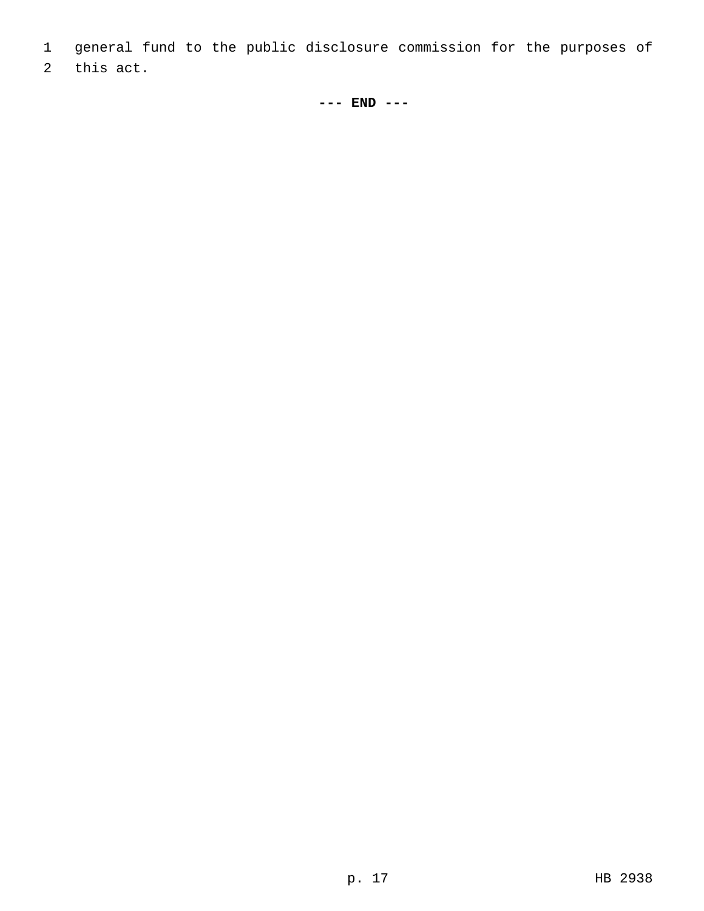general fund to the public disclosure commission for the purposes of this act.

**--- END ---**